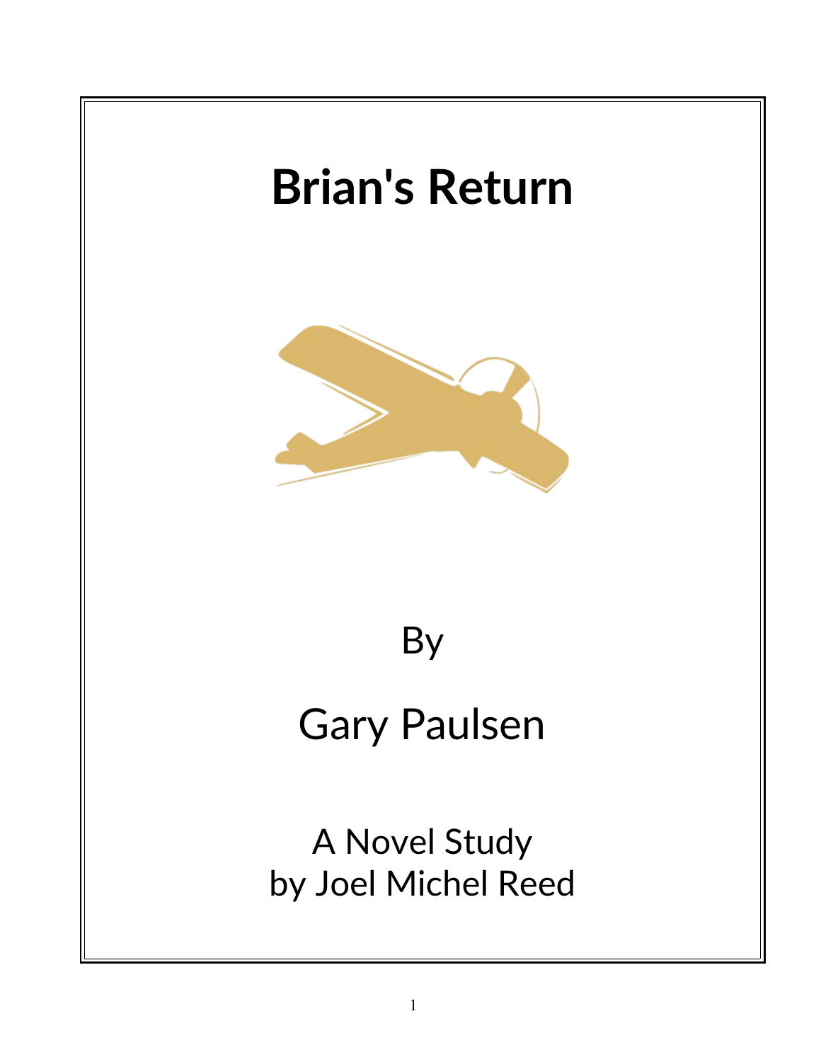# Brian's Return

By

Gary Paulsen

A Novel Study
by Joel Michel Reed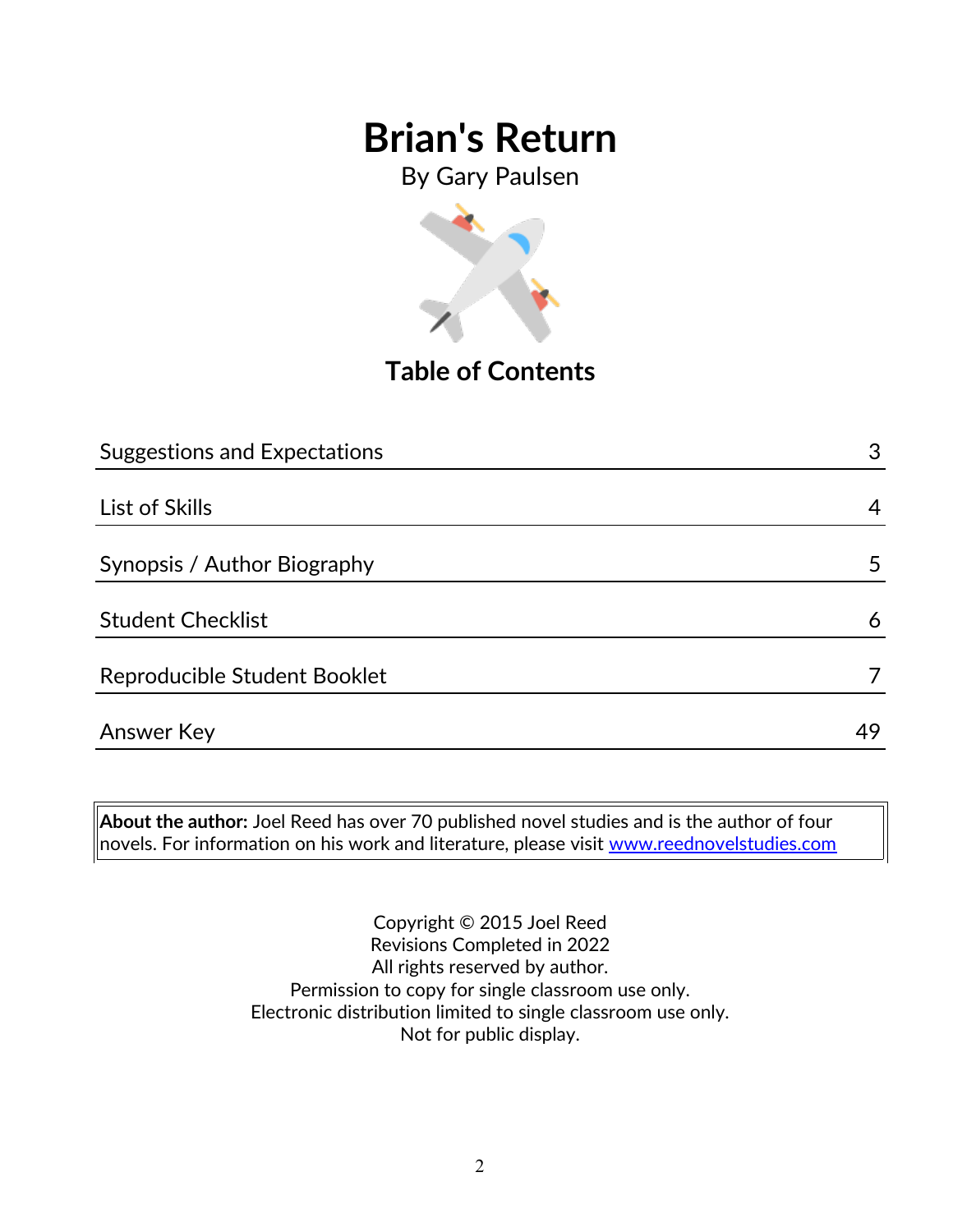# Brian's Return

By Gary Paulsen

## Table of Contents

| Section | Page |
| --- | --- |
| Suggestions and Expectations | 3 |
| List of Skills | 4 |
| Synopsis / Author Biography | 5 |
| Student Checklist | 6 |
| Reproducible Student Booklet | 7 |
| Answer Key | 49 |

**About the author:** Joel Reed has over 70 published novel studies and is the author of four novels. For information on his work and literature, please visit www.reednovelstudies.com

Copyright © 2015 Joel Reed
Revisions Completed in 2022
All rights reserved by author.
Permission to copy for single classroom use only.
Electronic distribution limited to single classroom use only.
Not for public display.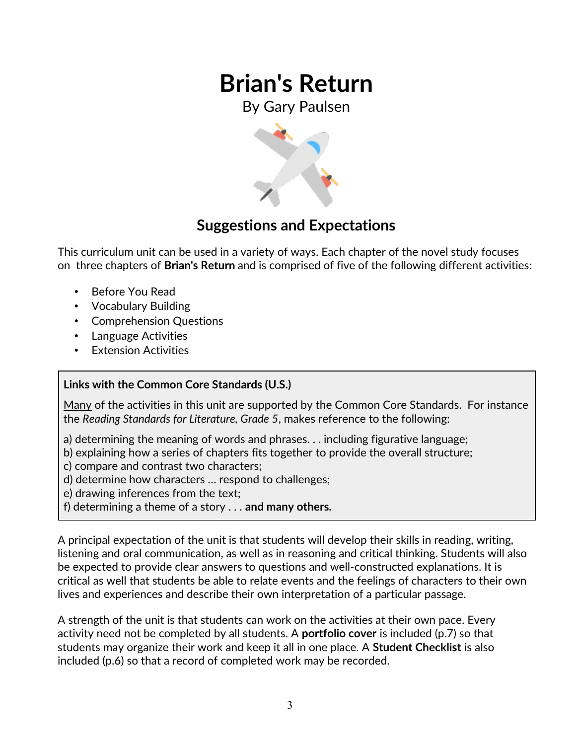# Brian's Return

By Gary Paulsen

## Suggestions and Expectations

This curriculum unit can be used in a variety of ways. Each chapter of the novel study focuses on three chapters of **Brian's Return** and is comprised of five of the following different activities:

- Before You Read
- Vocabulary Building
- Comprehension Questions
- Language Activities
- Extension Activities

**Links with the Common Core Standards (U.S.)**

<u>Many</u> of the activities in this unit are supported by the Common Core Standards. For instance the *Reading Standards for Literature, Grade 5*, makes reference to the following:

a) determining the meaning of words and phrases. . . including figurative language;
b) explaining how a series of chapters fits together to provide the overall structure;
c) compare and contrast two characters;
d) determine how characters … respond to challenges;
e) drawing inferences from the text;
f) determining a theme of a story . . . **and many others.**

A principal expectation of the unit is that students will develop their skills in reading, writing, listening and oral communication, as well as in reasoning and critical thinking. Students will also be expected to provide clear answers to questions and well-constructed explanations. It is critical as well that students be able to relate events and the feelings of characters to their own lives and experiences and describe their own interpretation of a particular passage.

A strength of the unit is that students can work on the activities at their own pace. Every activity need not be completed by all students. A **portfolio cover** is included (p.7) so that students may organize their work and keep it all in one place. A **Student Checklist** is also included (p.6) so that a record of completed work may be recorded.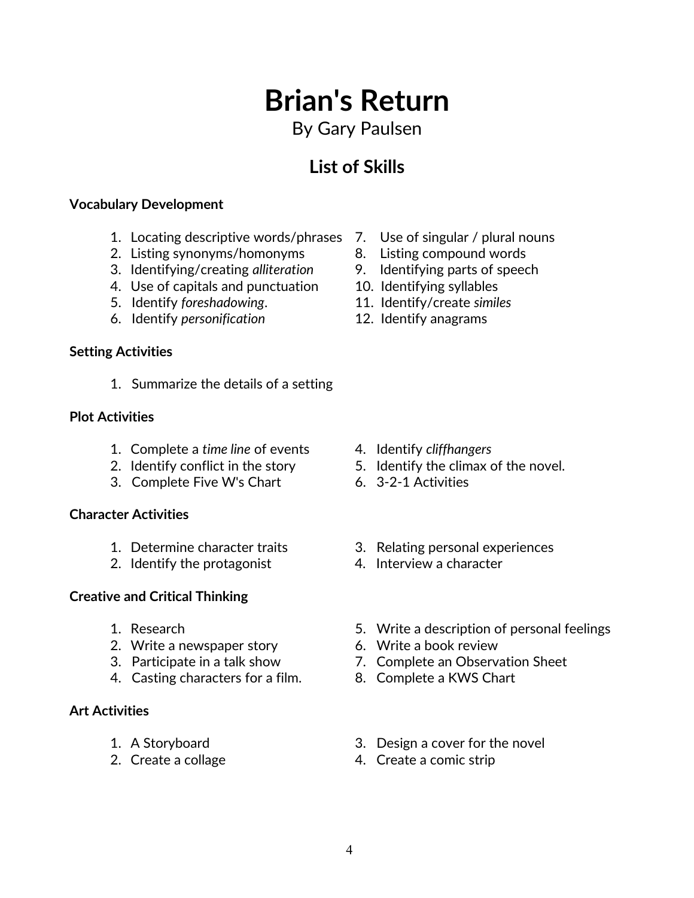# Brian's Return

By Gary Paulsen

## List of Skills

**Vocabulary Development**

1. Locating descriptive words/phrases
2. Listing synonyms/homonyms
3. Identifying/creating *alliteration*
4. Use of capitals and punctuation
5. Identify *foreshadowing*.
6. Identify *personification*
7. Use of singular / plural nouns
8. Listing compound words
9. Identifying parts of speech
10. Identifying syllables
11. Identify/create *similes*
12. Identify anagrams

**Setting Activities**

1. Summarize the details of a setting

**Plot Activities**

1. Complete a *time line* of events
2. Identify conflict in the story
3. Complete Five W's Chart
4. Identify *cliffhangers*
5. Identify the climax of the novel.
6. 3-2-1 Activities

**Character Activities**

1. Determine character traits
2. Identify the protagonist
3. Relating personal experiences
4. Interview a character

**Creative and Critical Thinking**

1. Research
2. Write a newspaper story
3. Participate in a talk show
4. Casting characters for a film.
5. Write a description of personal feelings
6. Write a book review
7. Complete an Observation Sheet
8. Complete a KWS Chart

**Art Activities**

1. A Storyboard
2. Create a collage
3. Design a cover for the novel
4. Create a comic strip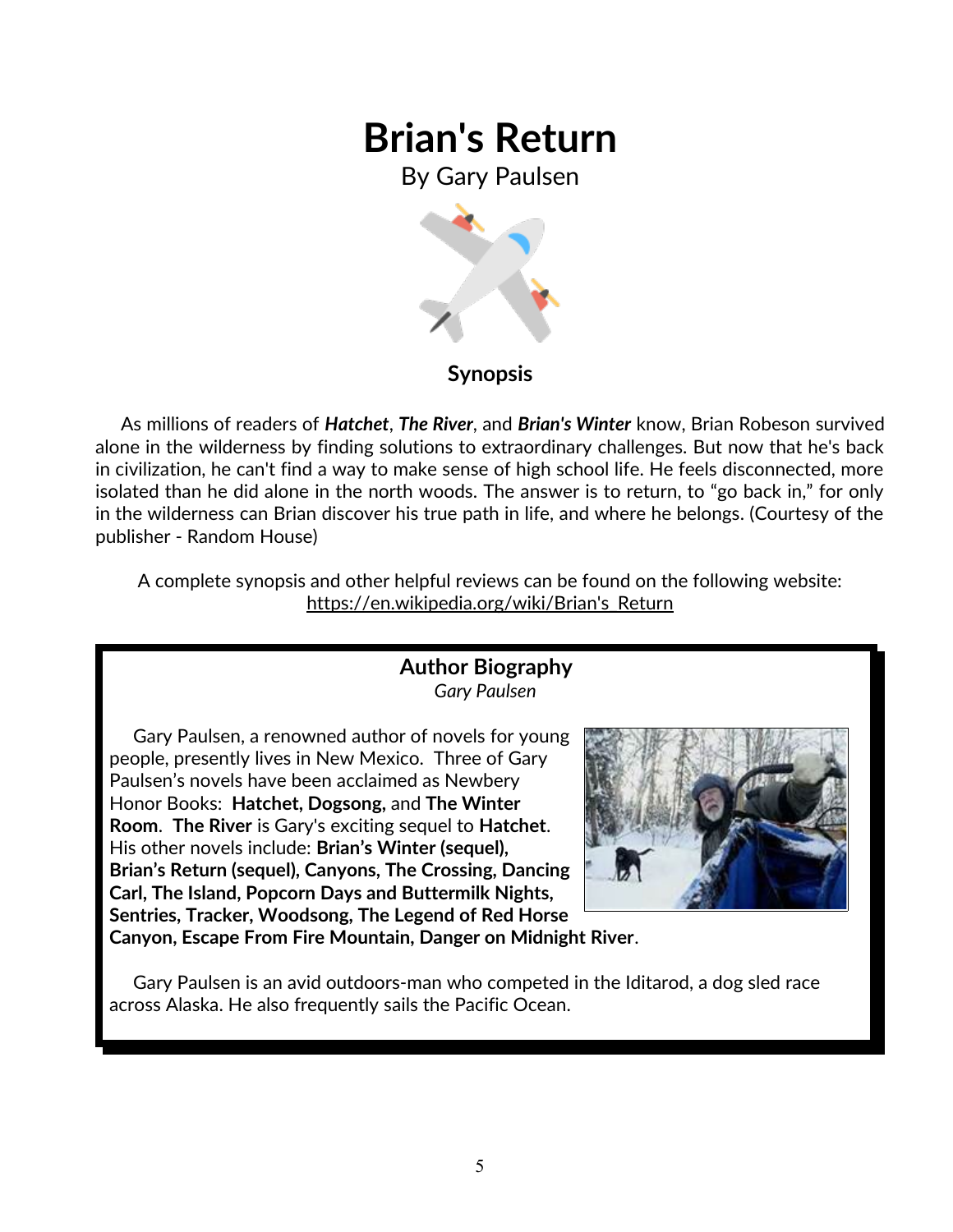# Brian's Return

By Gary Paulsen

**Synopsis**

As millions of readers of ***Hatchet***, ***The River***, and ***Brian's Winter*** know, Brian Robeson survived alone in the wilderness by finding solutions to extraordinary challenges. But now that he's back in civilization, he can't find a way to make sense of high school life. He feels disconnected, more isolated than he did alone in the north woods. The answer is to return, to "go back in," for only in the wilderness can Brian discover his true path in life, and where he belongs. (Courtesy of the publisher - Random House)

A complete synopsis and other helpful reviews can be found on the following website: https://en.wikipedia.org/wiki/Brian's_Return

**Author Biography**

*Gary Paulsen*

Gary Paulsen, a renowned author of novels for young people, presently lives in New Mexico. Three of Gary Paulsen's novels have been acclaimed as Newbery Honor Books: **Hatchet, Dogsong,** and **The Winter Room**. **The River** is Gary's exciting sequel to **Hatchet**. His other novels include: **Brian's Winter (sequel), Brian's Return (sequel), Canyons, The Crossing, Dancing Carl, The Island, Popcorn Days and Buttermilk Nights, Sentries, Tracker, Woodsong, The Legend of Red Horse Canyon, Escape From Fire Mountain, Danger on Midnight River**.

Gary Paulsen is an avid outdoors-man who competed in the Iditarod, a dog sled race across Alaska. He also frequently sails the Pacific Ocean.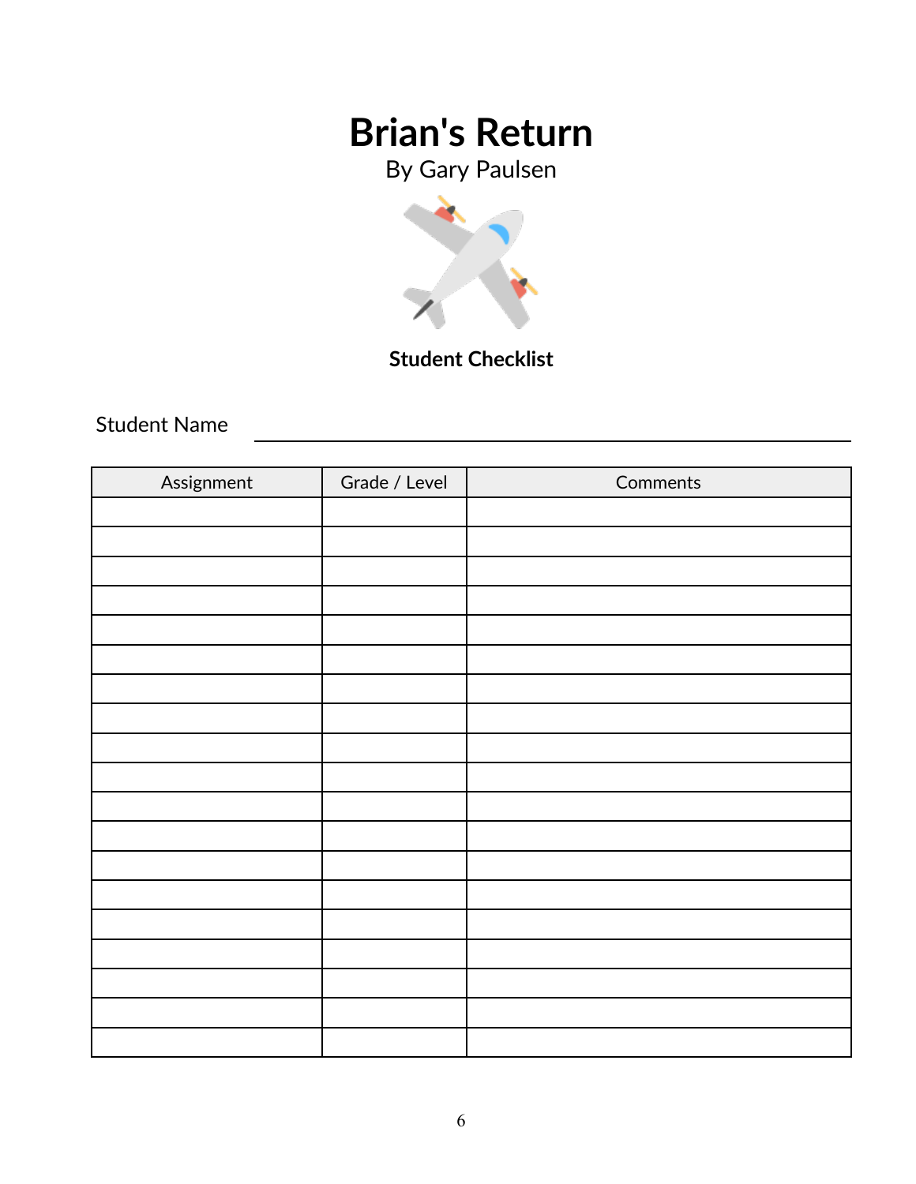# Brian's Return

By Gary Paulsen

**Student Checklist**

Student Name ______________________________

| Assignment | Grade / Level | Comments |
|---|---|---|
| | | |
| | | |
| | | |
| | | |
| | | |
| | | |
| | | |
| | | |
| | | |
| | | |
| | | |
| | | |
| | | |
| | | |
| | | |
| | | |
| | | |
| | | |
| | | |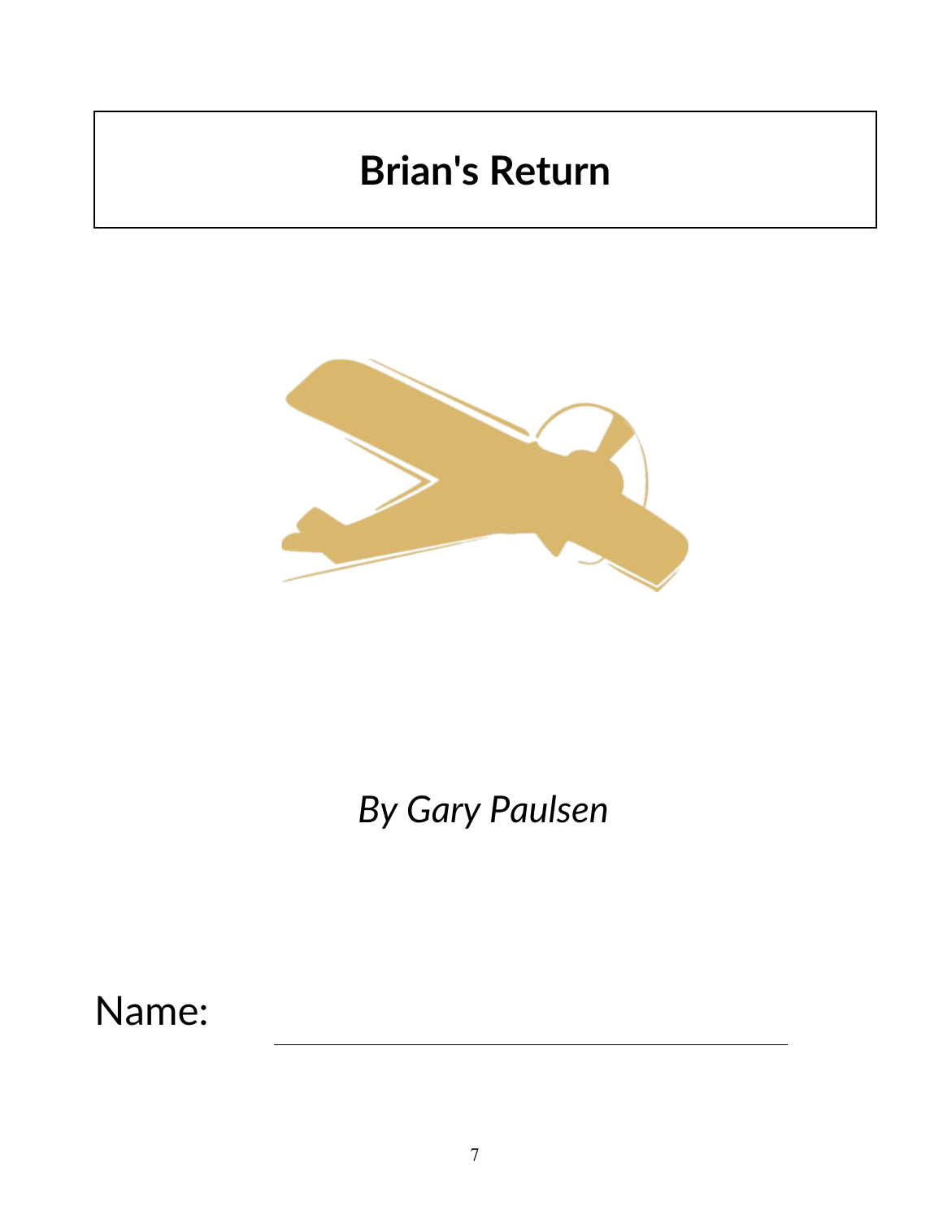# Brian's Return

*By Gary Paulsen*

Name: ______________________________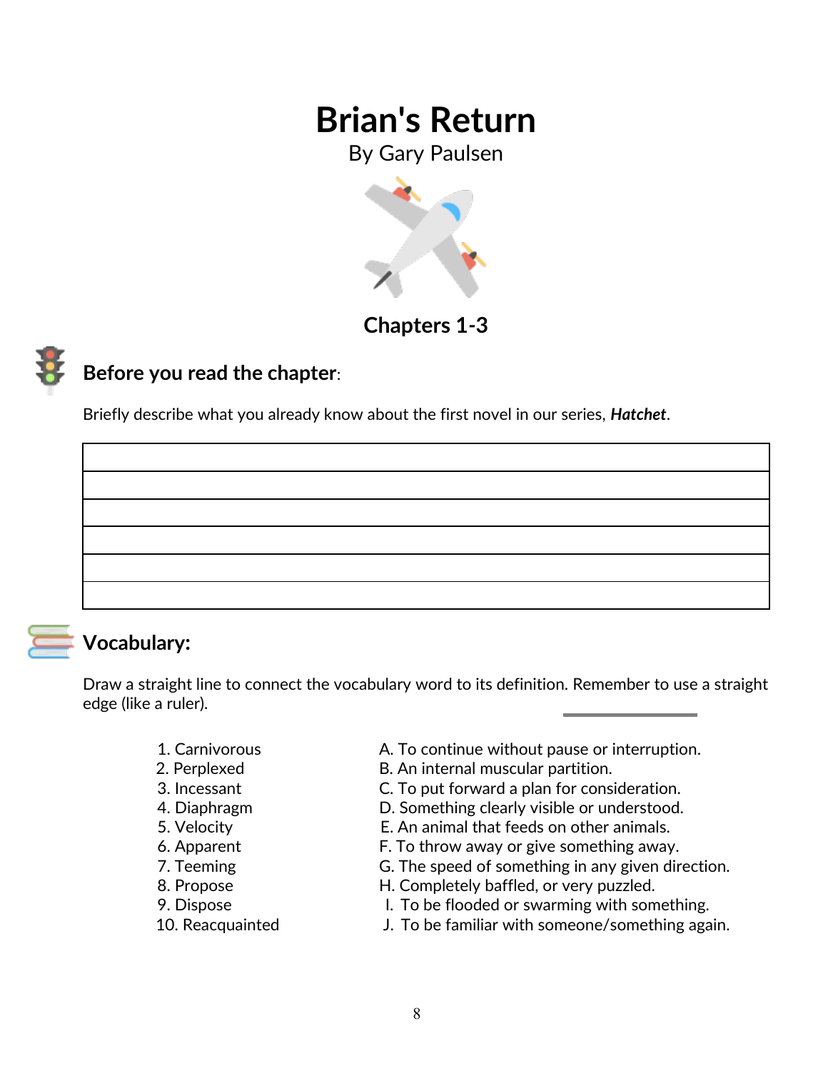# Brian's Return

By Gary Paulsen

## Chapters 1-3

### Before you read the chapter:

Briefly describe what you already know about the first novel in our series, ***Hatchet***.

|  |
|---|
|  |
|  |
|  |
|  |
|  |

### Vocabulary:

Draw a straight line to connect the vocabulary word to its definition. Remember to use a straight edge (like a ruler).

| | |
|---|---|
| 1. Carnivorous | A. To continue without pause or interruption. |
| 2. Perplexed | B. An internal muscular partition. |
| 3. Incessant | C. To put forward a plan for consideration. |
| 4. Diaphragm | D. Something clearly visible or understood. |
| 5. Velocity | E. An animal that feeds on other animals. |
| 6. Apparent | F. To throw away or give something away. |
| 7. Teeming | G. The speed of something in any given direction. |
| 8. Propose | H. Completely baffled, or very puzzled. |
| 9. Dispose | I. To be flooded or swarming with something. |
| 10. Reacquainted | J. To be familiar with someone/something again. |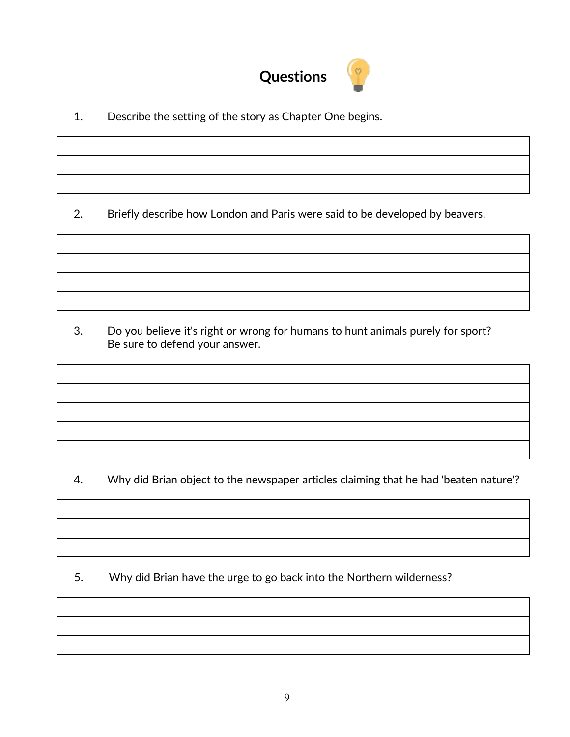## Questions

1. Describe the setting of the story as Chapter One begins.

2. Briefly describe how London and Paris were said to be developed by beavers.

3. Do you believe it's right or wrong for humans to hunt animals purely for sport? Be sure to defend your answer.

4. Why did Brian object to the newspaper articles claiming that he had 'beaten nature'?

5. Why did Brian have the urge to go back into the Northern wilderness?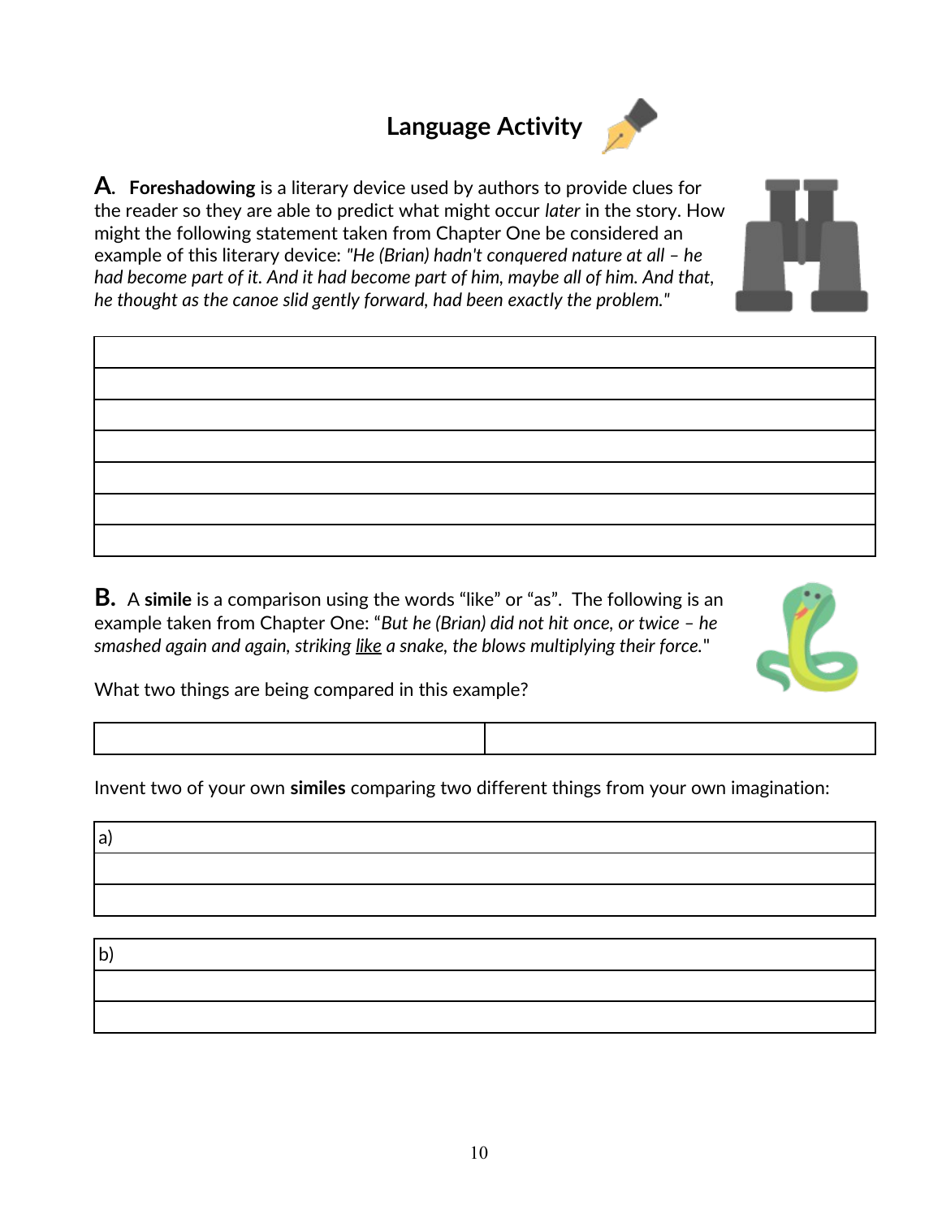# Language Activity

**A.** **Foreshadowing** is a literary device used by authors to provide clues for the reader so they are able to predict what might occur *later* in the story. How might the following statement taken from Chapter One be considered an example of this literary device: *"He (Brian) hadn't conquered nature at all – he had become part of it. And it had become part of him, maybe all of him. And that, he thought as the canoe slid gently forward, had been exactly the problem."*

|   |
|---|
|   |
|   |
|   |
|   |
|   |
|   |
|   |

**B.** A **simile** is a comparison using the words "like" or "as". The following is an example taken from Chapter One: "*But he (Brian) did not hit once, or twice – he smashed again and again, striking* <u>*like*</u> *a snake, the blows multiplying their force.*"

What two things are being compared in this example?

|   |   |
|---|---|
|   |   |

Invent two of your own **similes** comparing two different things from your own imagination:

| a) |
|---|
|   |
|   |

| b) |
|---|
|   |
|   |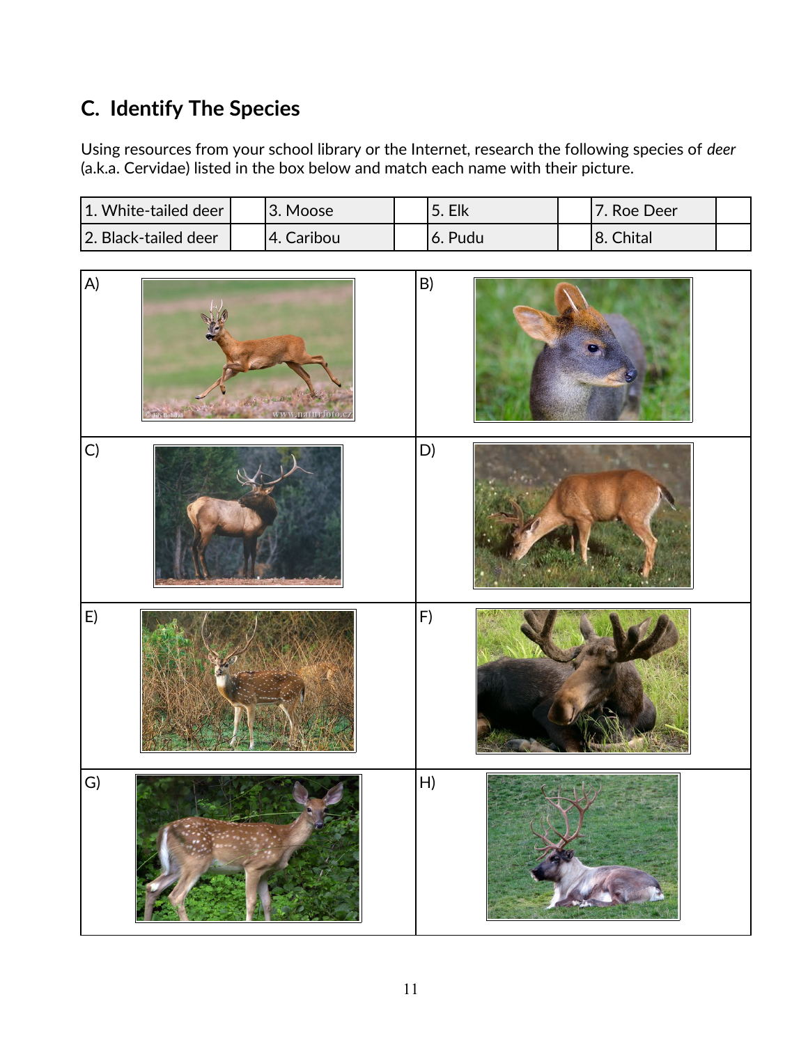## C. Identify The Species

Using resources from your school library or the Internet, research the following species of *deer* (a.k.a. Cervidae) listed in the box below and match each name with their picture.

| | | | | | | | |
|---|---|---|---|---|---|---|---|
| 1. White-tailed deer | | 3. Moose | | 5. Elk | | 7. Roe Deer | |
| 2. Black-tailed deer | | 4. Caribou | | 6. Pudu | | 8. Chital | |

| | |
|---|---|
| A) | B) |
| C) | D) |
| E) | F) |
| G) | H) |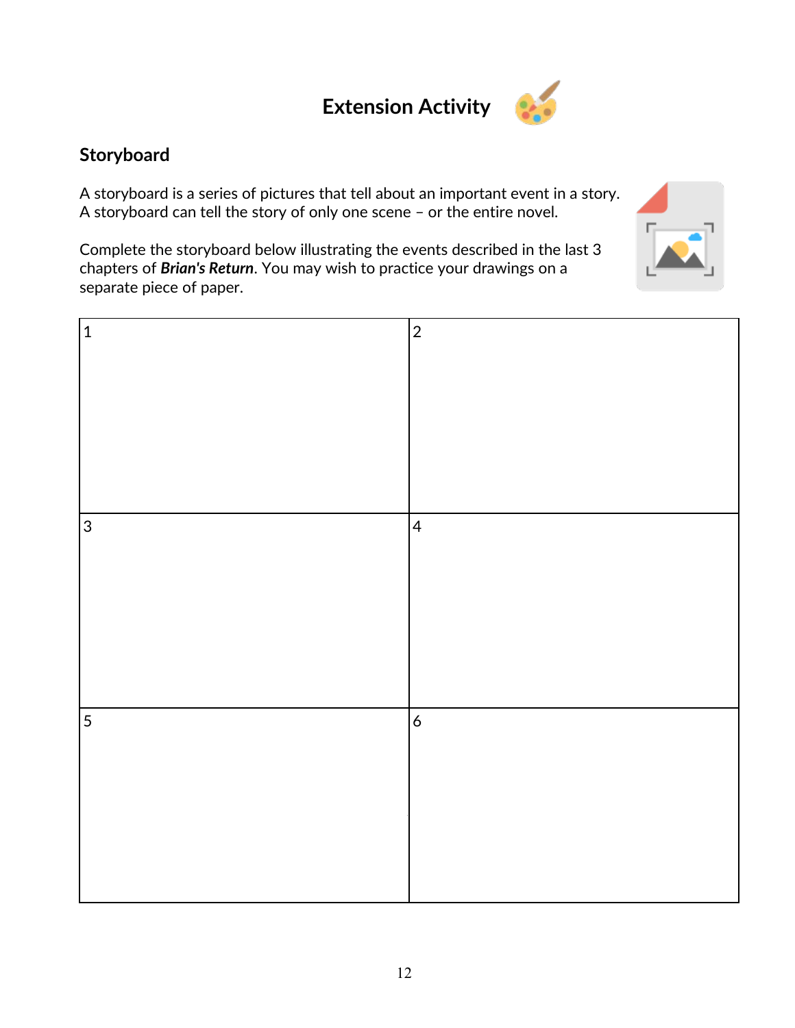# Extension Activity

## Storyboard

A storyboard is a series of pictures that tell about an important event in a story. A storyboard can tell the story of only one scene – or the entire novel.

Complete the storyboard below illustrating the events described in the last 3 chapters of ***Brian's Return***. You may wish to practice your drawings on a separate piece of paper.

| | |
|---|---|
| 1 | 2 |
| 3 | 4 |
| 5 | 6 |